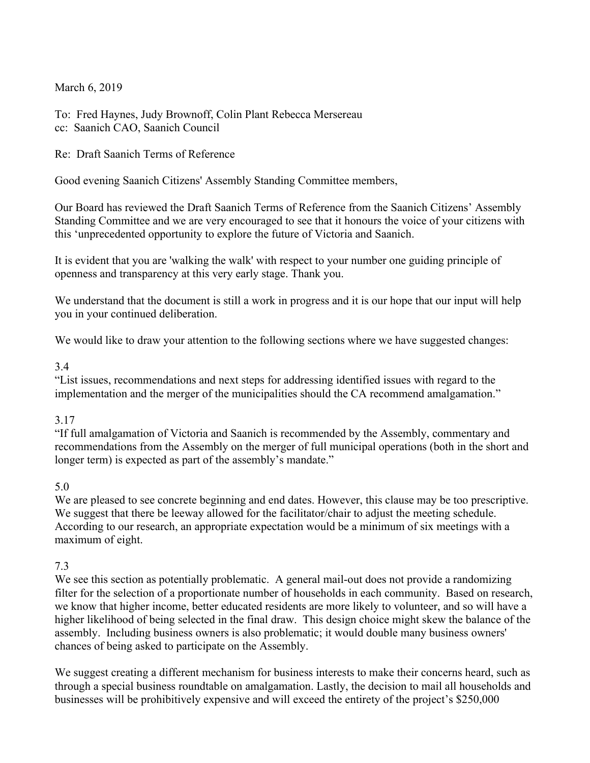March 6, 2019

To: Fred Haynes, Judy Brownoff, Colin Plant Rebecca Mersereau
cc: Saanich CAO, Saanich Council

Re: Draft Saanich Terms of Reference

Good evening Saanich Citizens' Assembly Standing Committee members,

Our Board has reviewed the Draft Saanich Terms of Reference from the Saanich Citizens' Assembly Standing Committee and we are very encouraged to see that it honours the voice of your citizens with this 'unprecedented opportunity to explore the future of Victoria and Saanich.

It is evident that you are 'walking the walk' with respect to your number one guiding principle of openness and transparency at this very early stage. Thank you.

We understand that the document is still a work in progress and it is our hope that our input will help you in your continued deliberation.

We would like to draw your attention to the following sections where we have suggested changes:

3.4
"List issues, recommendations and next steps for addressing identified issues with regard to the implementation and the merger of the municipalities should the CA recommend amalgamation."

3.17
"If full amalgamation of Victoria and Saanich is recommended by the Assembly, commentary and recommendations from the Assembly on the merger of full municipal operations (both in the short and longer term) is expected as part of the assembly's mandate."

5.0
We are pleased to see concrete beginning and end dates. However, this clause may be too prescriptive. We suggest that there be leeway allowed for the facilitator/chair to adjust the meeting schedule. According to our research, an appropriate expectation would be a minimum of six meetings with a maximum of eight.

7.3
We see this section as potentially problematic. A general mail-out does not provide a randomizing filter for the selection of a proportionate number of households in each community. Based on research, we know that higher income, better educated residents are more likely to volunteer, and so will have a higher likelihood of being selected in the final draw. This design choice might skew the balance of the assembly. Including business owners is also problematic; it would double many business owners' chances of being asked to participate on the Assembly.

We suggest creating a different mechanism for business interests to make their concerns heard, such as through a special business roundtable on amalgamation. Lastly, the decision to mail all households and businesses will be prohibitively expensive and will exceed the entirety of the project's $250,000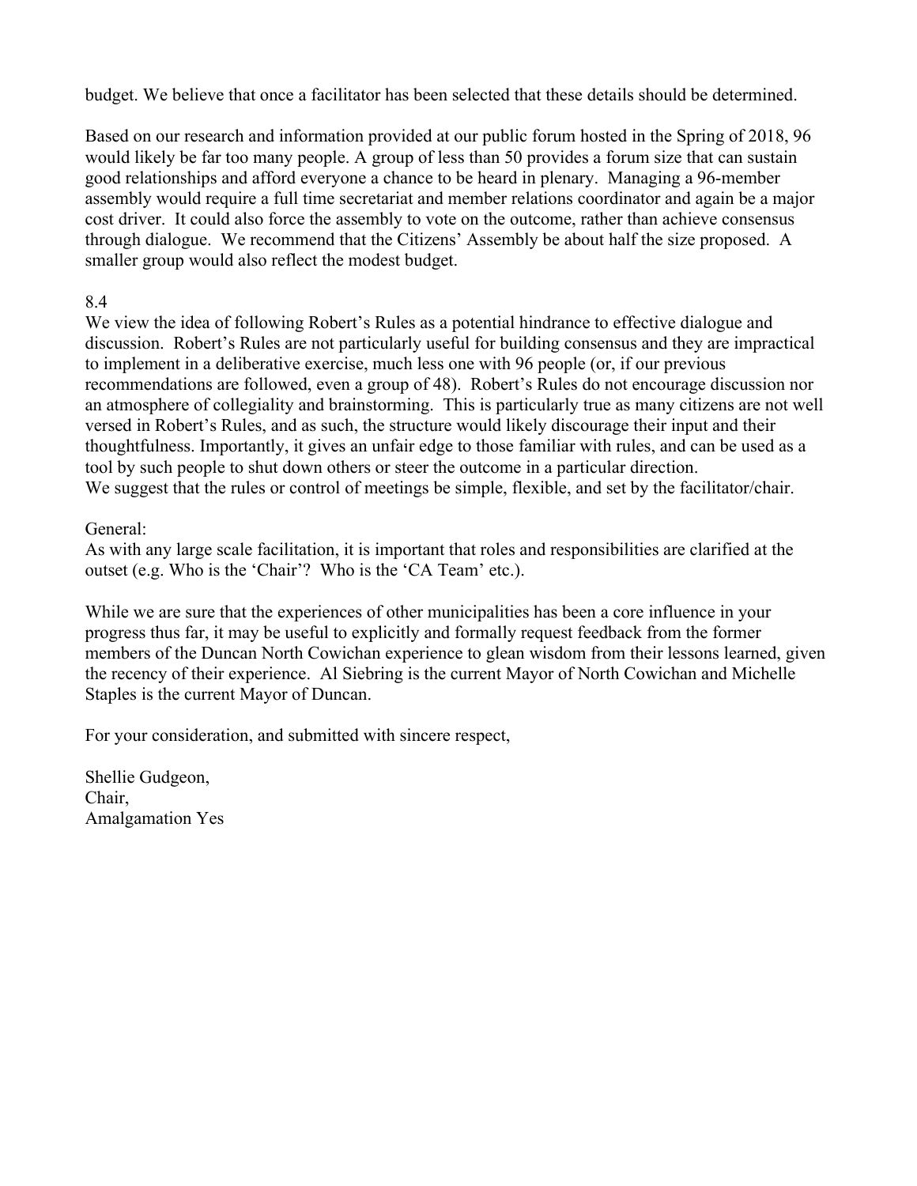budget. We believe that once a facilitator has been selected that these details should be determined.

Based on our research and information provided at our public forum hosted in the Spring of 2018, 96 would likely be far too many people. A group of less than 50 provides a forum size that can sustain good relationships and afford everyone a chance to be heard in plenary. Managing a 96-member assembly would require a full time secretariat and member relations coordinator and again be a major cost driver. It could also force the assembly to vote on the outcome, rather than achieve consensus through dialogue. We recommend that the Citizens' Assembly be about half the size proposed. A smaller group would also reflect the modest budget.

8.4

We view the idea of following Robert's Rules as a potential hindrance to effective dialogue and discussion. Robert's Rules are not particularly useful for building consensus and they are impractical to implement in a deliberative exercise, much less one with 96 people (or, if our previous recommendations are followed, even a group of 48). Robert's Rules do not encourage discussion nor an atmosphere of collegiality and brainstorming. This is particularly true as many citizens are not well versed in Robert's Rules, and as such, the structure would likely discourage their input and their thoughtfulness. Importantly, it gives an unfair edge to those familiar with rules, and can be used as a tool by such people to shut down others or steer the outcome in a particular direction.
We suggest that the rules or control of meetings be simple, flexible, and set by the facilitator/chair.

General:

As with any large scale facilitation, it is important that roles and responsibilities are clarified at the outset (e.g. Who is the 'Chair'? Who is the 'CA Team' etc.).

While we are sure that the experiences of other municipalities has been a core influence in your progress thus far, it may be useful to explicitly and formally request feedback from the former members of the Duncan North Cowichan experience to glean wisdom from their lessons learned, given the recency of their experience. Al Siebring is the current Mayor of North Cowichan and Michelle Staples is the current Mayor of Duncan.

For your consideration, and submitted with sincere respect,

Shellie Gudgeon,
Chair,
Amalgamation Yes